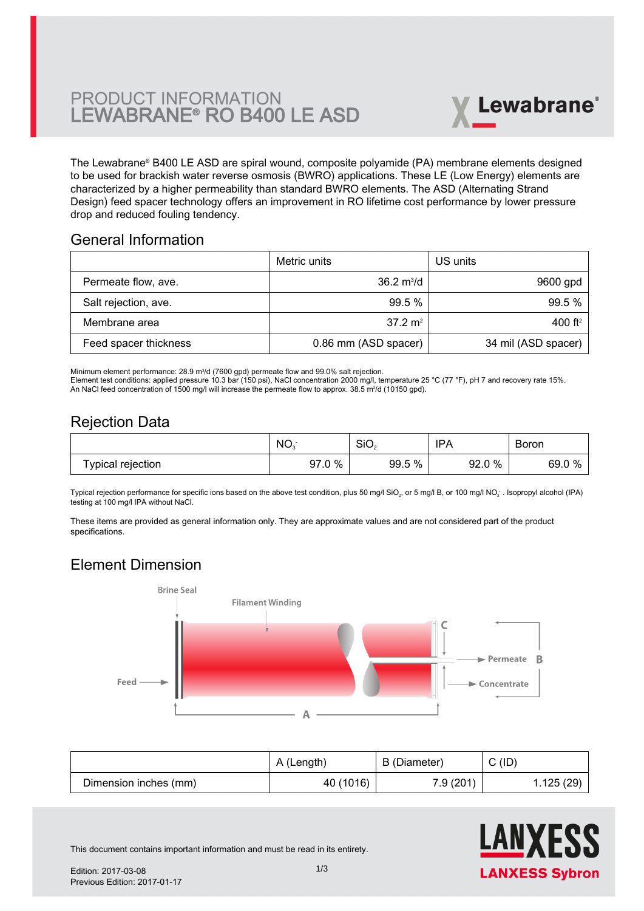# PRODUCT INFORMATION
# LEWABRANE® RO B400 LE ASD

The Lewabrane® B400 LE ASD are spiral wound, composite polyamide (PA) membrane elements designed to be used for brackish water reverse osmosis (BWRO) applications. These LE (Low Energy) elements are characterized by a higher permeability than standard BWRO elements. The ASD (Alternating Strand Design) feed spacer technology offers an improvement in RO lifetime cost performance by lower pressure drop and reduced fouling tendency.

## General Information

| | Metric units | US units |
|---|---|---|
| Permeate flow, ave. | 36.2 $m^3/d$ | 9600 gpd |
| Salt rejection, ave. | 99.5 % | 99.5 % |
| Membrane area | 37.2 $m^2$ | 400 $ft^2$ |
| Feed spacer thickness | 0.86 mm (ASD spacer) | 34 mil (ASD spacer) |

Minimum element performance: 28.9 $m^3/d$ (7600 gpd) permeate flow and 99.0% salt rejection.
Element test conditions: applied pressure 10.3 bar (150 psi), NaCl concentration 2000 mg/l, temperature 25 °C (77 °F), pH 7 and recovery rate 15%.
An NaCl feed concentration of 1500 mg/l will increase the permeate flow to approx. 38.5 $m^3/d$ (10150 gpd).

## Rejection Data

| | $NO_3^-$ | $SiO_2$ | IPA | Boron |
|---|---|---|---|---|
| Typical rejection | 97.0 % | 99.5 % | 92.0 % | 69.0 % |

Typical rejection performance for specific ions based on the above test condition, plus 50 mg/l $SiO_2$, or 5 mg/l B, or 100 mg/l $NO_3^-$ . Isopropyl alcohol (IPA) testing at 100 mg/l IPA without NaCl.

These items are provided as general information only. They are approximate values and are not considered part of the product specifications.

## Element Dimension

Brine Seal | Filament Winding | Feed | Permeate | Concentrate | A | B | C

| | A (Length) | B (Diameter) | C (ID) |
|---|---|---|---|
| Dimension inches (mm) | 40 (1016) | 7.9 (201) | 1.125 (29) |

This document contains important information and must be read in its entirety.

Edition: 2017-03-08
Previous Edition: 2017-01-17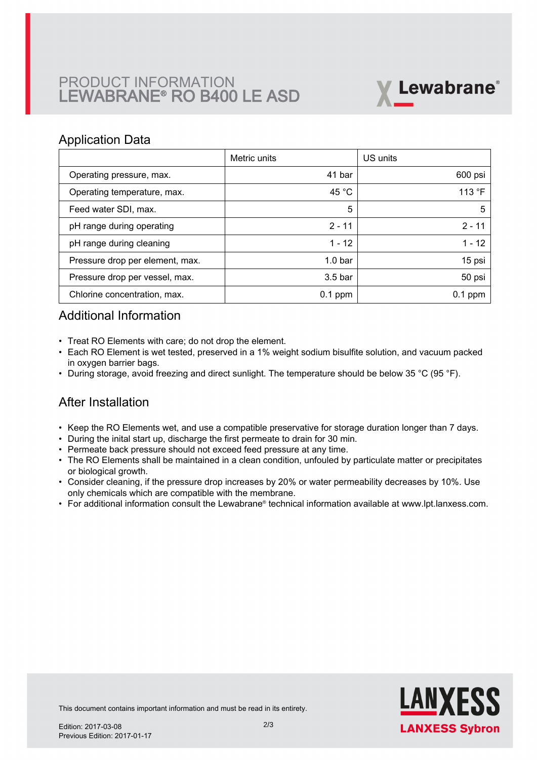PRODUCT INFORMATION
# LEWABRANE® RO B400 LE ASD

## Application Data

| | Metric units | US units |
|---|---|---|
| Operating pressure, max. | 41 bar | 600 psi |
| Operating temperature, max. | 45 °C | 113 °F |
| Feed water SDI, max. | 5 | 5 |
| pH range during operating | 2 - 11 | 2 - 11 |
| pH range during cleaning | 1 - 12 | 1 - 12 |
| Pressure drop per element, max. | 1.0 bar | 15 psi |
| Pressure drop per vessel, max. | 3.5 bar | 50 psi |
| Chlorine concentration, max. | 0.1 ppm | 0.1 ppm |

## Additional Information

- Treat RO Elements with care; do not drop the element.
- Each RO Element is wet tested, preserved in a 1% weight sodium bisulfite solution, and vacuum packed in oxygen barrier bags.
- During storage, avoid freezing and direct sunlight. The temperature should be below 35 °C (95 °F).

## After Installation

- Keep the RO Elements wet, and use a compatible preservative for storage duration longer than 7 days.
- During the inital start up, discharge the first permeate to drain for 30 min.
- Permeate back pressure should not exceed feed pressure at any time.
- The RO Elements shall be maintained in a clean condition, unfouled by particulate matter or precipitates or biological growth.
- Consider cleaning, if the pressure drop increases by 20% or water permeability decreases by 10%. Use only chemicals which are compatible with the membrane.
- For additional information consult the Lewabrane® technical information available at www.lpt.lanxess.com.

This document contains important information and must be read in its entirety.

Edition: 2017-03-08
Previous Edition: 2017-01-17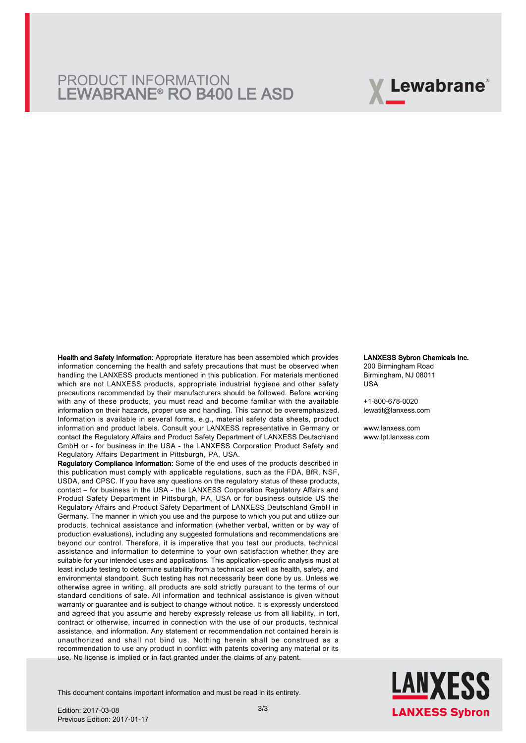**Health and Safety Information:** Appropriate literature has been assembled which provides information concerning the health and safety precautions that must be observed when handling the LANXESS products mentioned in this publication. For materials mentioned which are not LANXESS products, appropriate industrial hygiene and other safety precautions recommended by their manufacturers should be followed. Before working with any of these products, you must read and become familiar with the available information on their hazards, proper use and handling. This cannot be overemphasized. Information is available in several forms, e.g., material safety data sheets, product information and product labels. Consult your LANXESS representative in Germany or contact the Regulatory Affairs and Product Safety Department of LANXESS Deutschland GmbH or - for business in the USA - the LANXESS Corporation Product Safety and Regulatory Affairs Department in Pittsburgh, PA, USA.

**Regulatory Compliance Information:** Some of the end uses of the products described in this publication must comply with applicable regulations, such as the FDA, BfR, NSF, USDA, and CPSC. If you have any questions on the regulatory status of these products, contact – for business in the USA - the LANXESS Corporation Regulatory Affairs and Product Safety Department in Pittsburgh, PA, USA or for business outside US the Regulatory Affairs and Product Safety Department of LANXESS Deutschland GmbH in Germany. The manner in which you use and the purpose to which you put and utilize our products, technical assistance and information (whether verbal, written or by way of production evaluations), including any suggested formulations and recommendations are beyond our control. Therefore, it is imperative that you test our products, technical assistance and information to determine to your own satisfaction whether they are suitable for your intended uses and applications. This application-specific analysis must at least include testing to determine suitability from a technical as well as health, safety, and environmental standpoint. Such testing has not necessarily been done by us. Unless we otherwise agree in writing, all products are sold strictly pursuant to the terms of our standard conditions of sale. All information and technical assistance is given without warranty or guarantee and is subject to change without notice. It is expressly understood and agreed that you assume and hereby expressly release us from all liability, in tort, contract or otherwise, incurred in connection with the use of our products, technical assistance, and information. Any statement or recommendation not contained herein is unauthorized and shall not bind us. Nothing herein shall be construed as a recommendation to use any product in conflict with patents covering any material or its use. No license is implied or in fact granted under the claims of any patent.

**LANXESS Sybron Chemicals Inc.**
200 Birmingham Road
Birmingham, NJ 08011
USA

+1-800-678-0020
lewatit@lanxess.com

www.lanxess.com
www.lpt.lanxess.com

This document contains important information and must be read in its entirety.

Edition: 2017-03-08
Previous Edition: 2017-01-17